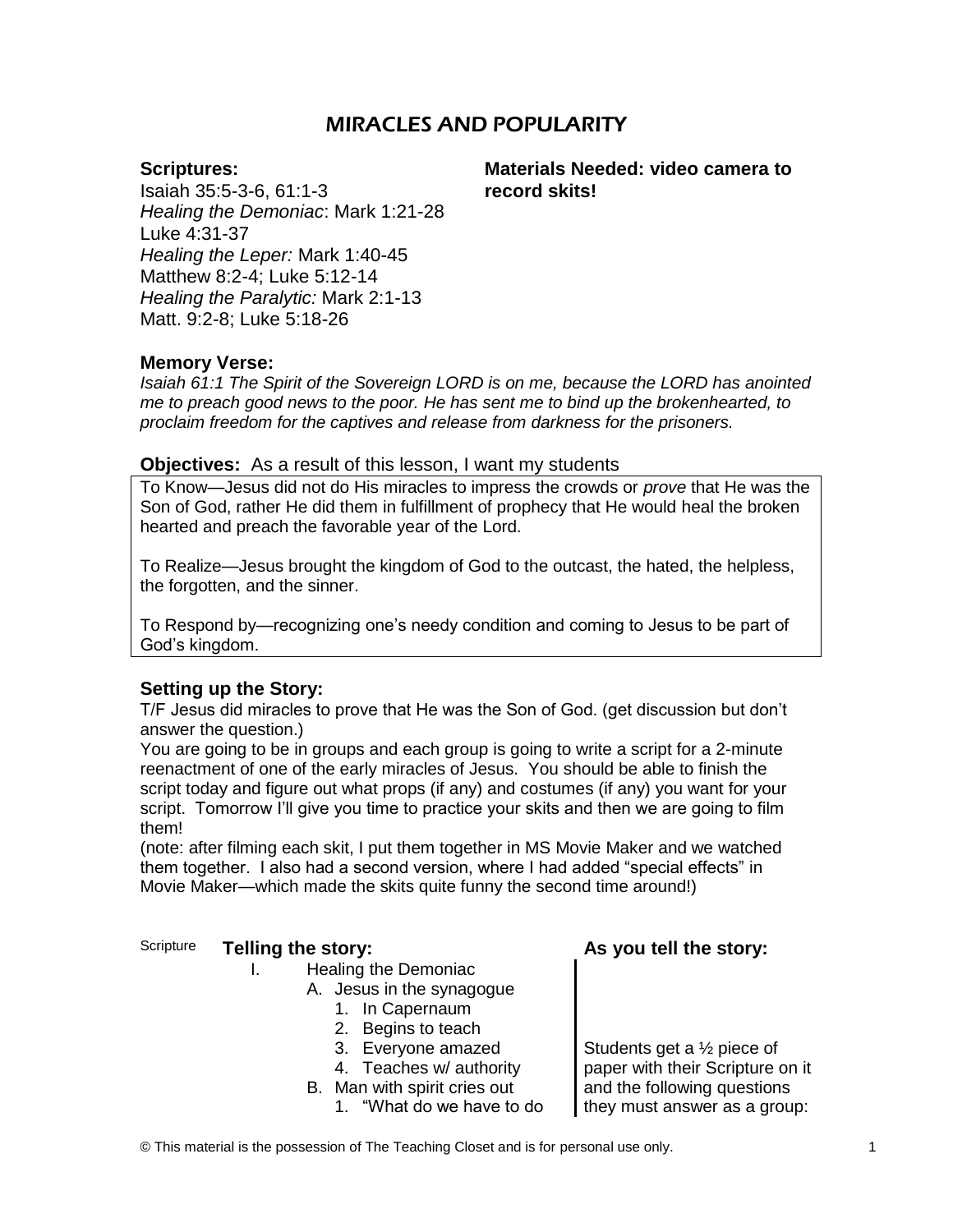# MIRACLES AND POPULARITY

**Scriptures:**
Isaiah 35:5-3-6, 61:1-3
*Healing the Demoniac*: Mark 1:21-28
Luke 4:31-37
*Healing the Leper:* Mark 1:40-45
Matthew 8:2-4; Luke 5:12-14
*Healing the Paralytic:* Mark 2:1-13
Matt. 9:2-8; Luke 5:18-26

**Materials Needed: video camera to record skits!**

**Memory Verse:**
*Isaiah 61:1 The Spirit of the Sovereign LORD is on me, because the LORD has anointed me to preach good news to the poor. He has sent me to bind up the brokenhearted, to proclaim freedom for the captives and release from darkness for the prisoners.*

**Objectives:** As a result of this lesson, I want my students

To Know—Jesus did not do His miracles to impress the crowds or *prove* that He was the Son of God, rather He did them in fulfillment of prophecy that He would heal the broken hearted and preach the favorable year of the Lord.

To Realize—Jesus brought the kingdom of God to the outcast, the hated, the helpless, the forgotten, and the sinner.

To Respond by—recognizing one's needy condition and coming to Jesus to be part of God's kingdom.

**Setting up the Story:**
T/F Jesus did miracles to prove that He was the Son of God. (get discussion but don't answer the question.)
You are going to be in groups and each group is going to write a script for a 2-minute reenactment of one of the early miracles of Jesus. You should be able to finish the script today and figure out what props (if any) and costumes (if any) you want for your script. Tomorrow I'll give you time to practice your skits and then we are going to film them!
(note: after filming each skit, I put them together in MS Movie Maker and we watched them together. I also had a second version, where I had added "special effects" in Movie Maker—which made the skits quite funny the second time around!)

| Scripture | **Telling the story:** | **As you tell the story:** |
|---|---|---|
| | I. Healing the Demoniac<br>A. Jesus in the synagogue<br>1. In Capernaum<br>2. Begins to teach<br>3. Everyone amazed<br>4. Teaches w/ authority<br>B. Man with spirit cries out<br>1. "What do we have to do | Students get a ½ piece of paper with their Scripture on it and the following questions they must answer as a group: |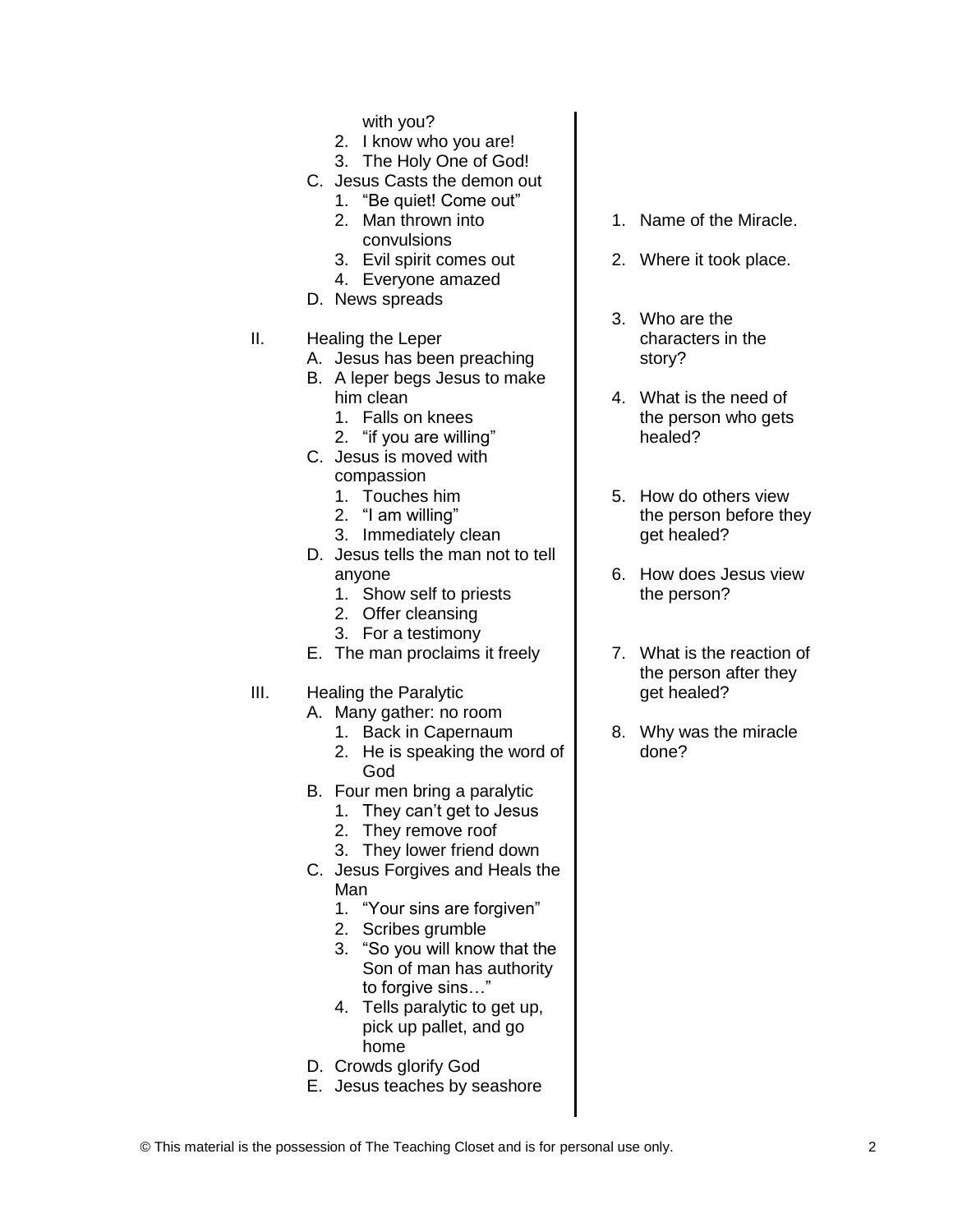with you?

2. I know who you are!
3. The Holy One of God!

C. Jesus Casts the demon out
   1. "Be quiet! Come out"
   2. Man thrown into convulsions
   3. Evil spirit comes out
   4. Everyone amazed

D. News spreads

II. Healing the Leper

A. Jesus has been preaching

B. A leper begs Jesus to make him clean
   1. Falls on knees
   2. "if you are willing"

C. Jesus is moved with compassion
   1. Touches him
   2. "I am willing"
   3. Immediately clean

D. Jesus tells the man not to tell anyone
   1. Show self to priests
   2. Offer cleansing
   3. For a testimony

E. The man proclaims it freely

III. Healing the Paralytic

A. Many gather: no room
   1. Back in Capernaum
   2. He is speaking the word of God

B. Four men bring a paralytic
   1. They can't get to Jesus
   2. They remove roof
   3. They lower friend down

C. Jesus Forgives and Heals the Man
   1. "Your sins are forgiven"
   2. Scribes grumble
   3. "So you will know that the Son of man has authority to forgive sins…"
   4. Tells paralytic to get up, pick up pallet, and go home

D. Crowds glorify God

E. Jesus teaches by seashore

---

1. Name of the Miracle.
2. Where it took place.
3. Who are the characters in the story?
4. What is the need of the person who gets healed?
5. How do others view the person before they get healed?
6. How does Jesus view the person?
7. What is the reaction of the person after they get healed?
8. Why was the miracle done?

© This material is the possession of The Teaching Closet and is for personal use only.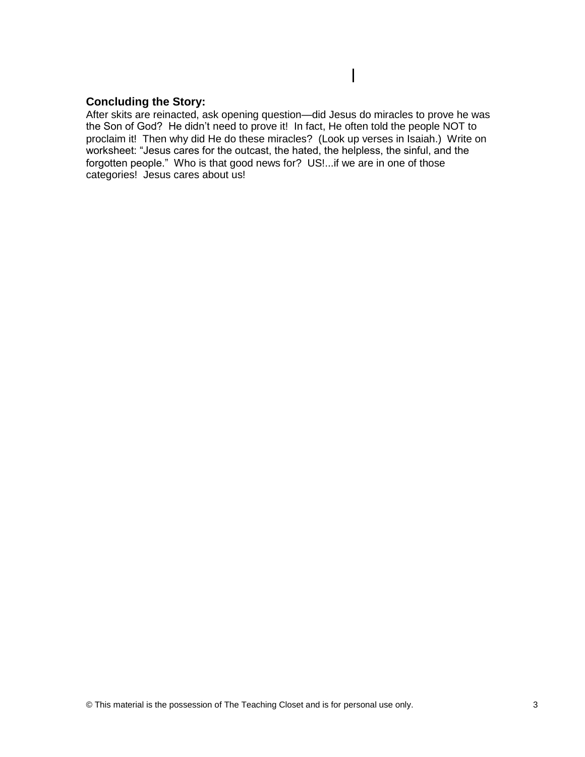**Concluding the Story:**

After skits are reinacted, ask opening question—did Jesus do miracles to prove he was the Son of God? He didn't need to prove it! In fact, He often told the people NOT to proclaim it! Then why did He do these miracles? (Look up verses in Isaiah.) Write on worksheet: "Jesus cares for the outcast, the hated, the helpless, the sinful, and the forgotten people." Who is that good news for? US!...if we are in one of those categories! Jesus cares about us!

© This material is the possession of The Teaching Closet and is for personal use only.